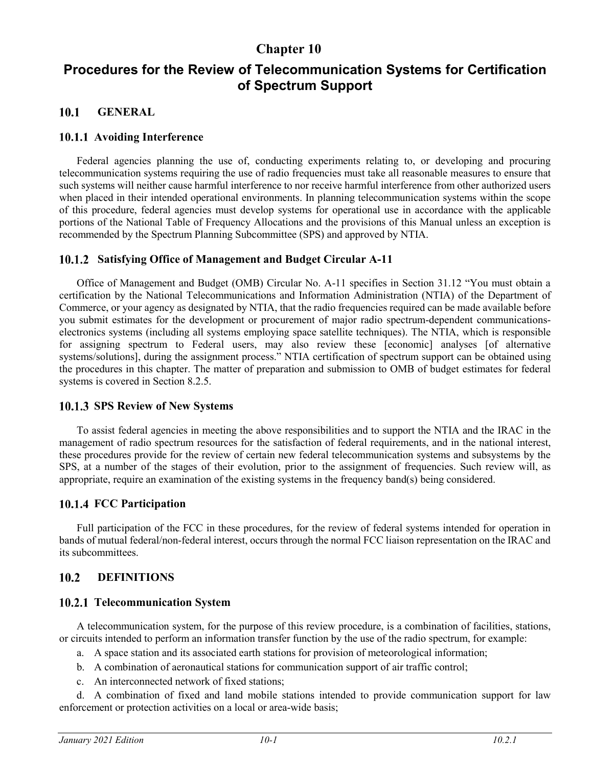# Chapter 10

# Procedures for the Review of Telecommunication Systems for Certification of Spectrum Support

## 10.1 GENERAL

### 10.1.1 Avoiding Interference

Federal agencies planning the use of, conducting experiments relating to, or developing and procuring telecommunication systems requiring the use of radio frequencies must take all reasonable measures to ensure that such systems will neither cause harmful interference to nor receive harmful interference from other authorized users when placed in their intended operational environments. In planning telecommunication systems within the scope of this procedure, federal agencies must develop systems for operational use in accordance with the applicable portions of the National Table of Frequency Allocations and the provisions of this Manual unless an exception is recommended by the Spectrum Planning Subcommittee (SPS) and approved by NTIA.

### 10.1.2 Satisfying Office of Management and Budget Circular A-11

Office of Management and Budget (OMB) Circular No. A-11 specifies in Section 31.12 "You must obtain a certification by the National Telecommunications and Information Administration (NTIA) of the Department of Commerce, or your agency as designated by NTIA, that the radio frequencies required can be made available before you submit estimates for the development or procurement of major radio spectrum-dependent communications-electronics systems (including all systems employing space satellite techniques). The NTIA, which is responsible for assigning spectrum to Federal users, may also review these [economic] analyses [of alternative systems/solutions], during the assignment process." NTIA certification of spectrum support can be obtained using the procedures in this chapter. The matter of preparation and submission to OMB of budget estimates for federal systems is covered in Section 8.2.5.

### 10.1.3 SPS Review of New Systems

To assist federal agencies in meeting the above responsibilities and to support the NTIA and the IRAC in the management of radio spectrum resources for the satisfaction of federal requirements, and in the national interest, these procedures provide for the review of certain new federal telecommunication systems and subsystems by the SPS, at a number of the stages of their evolution, prior to the assignment of frequencies. Such review will, as appropriate, require an examination of the existing systems in the frequency band(s) being considered.

### 10.1.4 FCC Participation

Full participation of the FCC in these procedures, for the review of federal systems intended for operation in bands of mutual federal/non-federal interest, occurs through the normal FCC liaison representation on the IRAC and its subcommittees.

## 10.2 DEFINITIONS

### 10.2.1 Telecommunication System

A telecommunication system, for the purpose of this review procedure, is a combination of facilities, stations, or circuits intended to perform an information transfer function by the use of the radio spectrum, for example:

a. A space station and its associated earth stations for provision of meteorological information;

b. A combination of aeronautical stations for communication support of air traffic control;

c. An interconnected network of fixed stations;

d. A combination of fixed and land mobile stations intended to provide communication support for law enforcement or protection activities on a local or area-wide basis;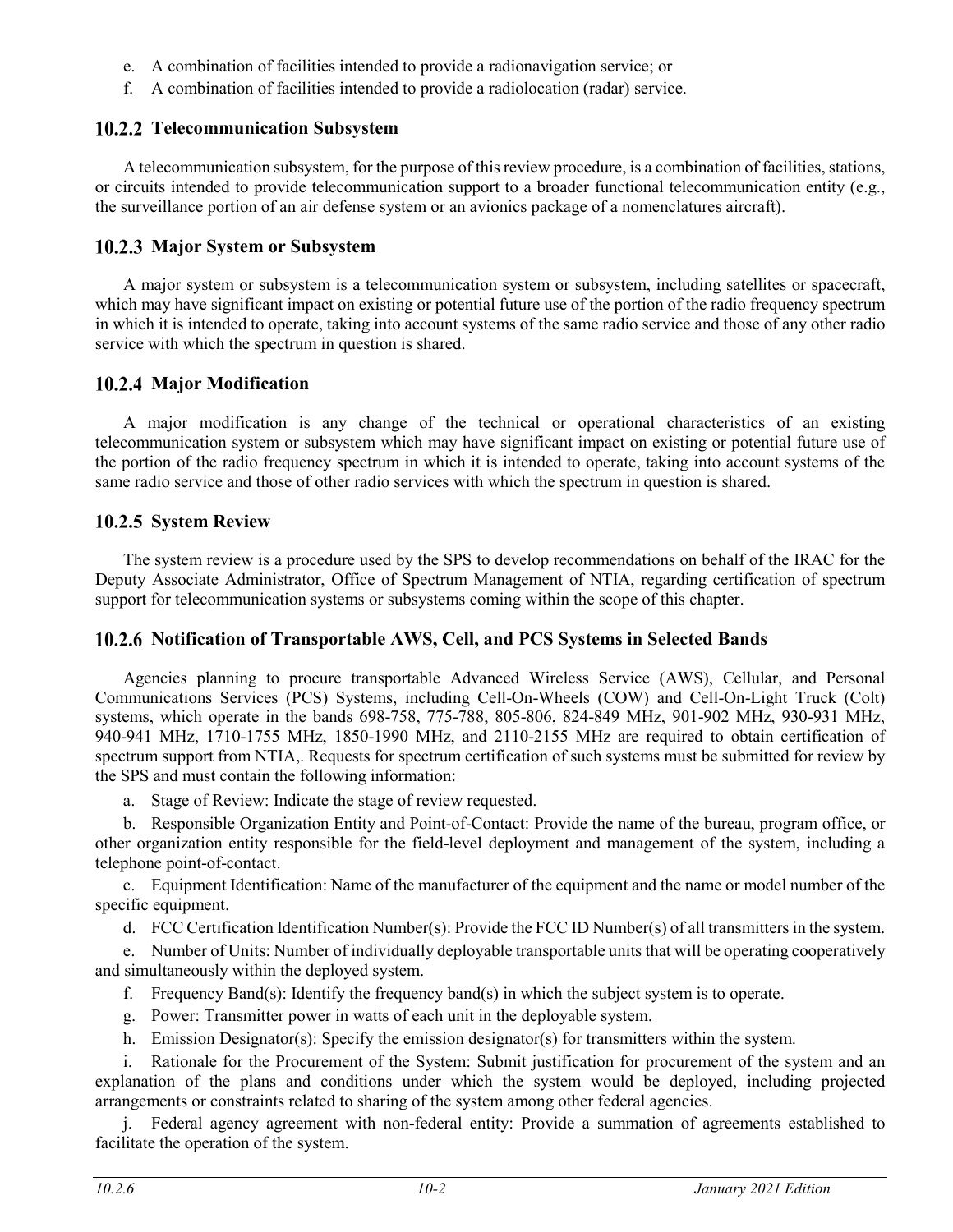e. A combination of facilities intended to provide a radionavigation service; or

f. A combination of facilities intended to provide a radiolocation (radar) service.

### 10.2.2 Telecommunication Subsystem

A telecommunication subsystem, for the purpose of this review procedure, is a combination of facilities, stations, or circuits intended to provide telecommunication support to a broader functional telecommunication entity (e.g., the surveillance portion of an air defense system or an avionics package of a nomenclatures aircraft).

### 10.2.3 Major System or Subsystem

A major system or subsystem is a telecommunication system or subsystem, including satellites or spacecraft, which may have significant impact on existing or potential future use of the portion of the radio frequency spectrum in which it is intended to operate, taking into account systems of the same radio service and those of any other radio service with which the spectrum in question is shared.

### 10.2.4 Major Modification

A major modification is any change of the technical or operational characteristics of an existing telecommunication system or subsystem which may have significant impact on existing or potential future use of the portion of the radio frequency spectrum in which it is intended to operate, taking into account systems of the same radio service and those of other radio services with which the spectrum in question is shared.

### 10.2.5 System Review

The system review is a procedure used by the SPS to develop recommendations on behalf of the IRAC for the Deputy Associate Administrator, Office of Spectrum Management of NTIA, regarding certification of spectrum support for telecommunication systems or subsystems coming within the scope of this chapter.

### 10.2.6 Notification of Transportable AWS, Cell, and PCS Systems in Selected Bands

Agencies planning to procure transportable Advanced Wireless Service (AWS), Cellular, and Personal Communications Services (PCS) Systems, including Cell-On-Wheels (COW) and Cell-On-Light Truck (Colt) systems, which operate in the bands 698-758, 775-788, 805-806, 824-849 MHz, 901-902 MHz, 930-931 MHz, 940-941 MHz, 1710-1755 MHz, 1850-1990 MHz, and 2110-2155 MHz are required to obtain certification of spectrum support from NTIA,. Requests for spectrum certification of such systems must be submitted for review by the SPS and must contain the following information:

a. Stage of Review: Indicate the stage of review requested.

b. Responsible Organization Entity and Point-of-Contact: Provide the name of the bureau, program office, or other organization entity responsible for the field-level deployment and management of the system, including a telephone point-of-contact.

c. Equipment Identification: Name of the manufacturer of the equipment and the name or model number of the specific equipment.

d. FCC Certification Identification Number(s): Provide the FCC ID Number(s) of all transmitters in the system.

e. Number of Units: Number of individually deployable transportable units that will be operating cooperatively and simultaneously within the deployed system.

f. Frequency Band(s): Identify the frequency band(s) in which the subject system is to operate.

g. Power: Transmitter power in watts of each unit in the deployable system.

h. Emission Designator(s): Specify the emission designator(s) for transmitters within the system.

i. Rationale for the Procurement of the System: Submit justification for procurement of the system and an explanation of the plans and conditions under which the system would be deployed, including projected arrangements or constraints related to sharing of the system among other federal agencies.

j. Federal agency agreement with non-federal entity: Provide a summation of agreements established to facilitate the operation of the system.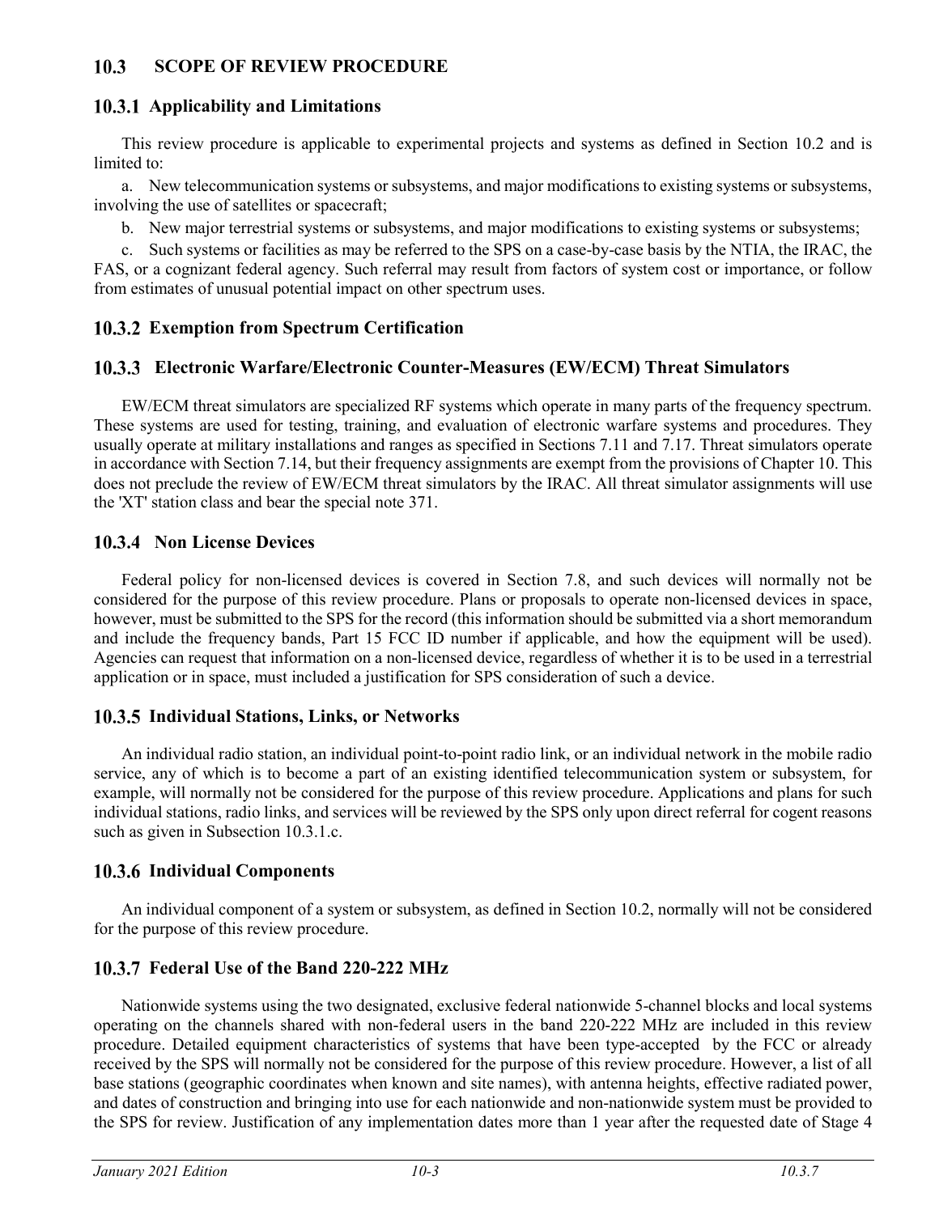## 10.3 SCOPE OF REVIEW PROCEDURE

### 10.3.1 Applicability and Limitations

This review procedure is applicable to experimental projects and systems as defined in Section 10.2 and is limited to:

a. New telecommunication systems or subsystems, and major modifications to existing systems or subsystems, involving the use of satellites or spacecraft;

b. New major terrestrial systems or subsystems, and major modifications to existing systems or subsystems;

c. Such systems or facilities as may be referred to the SPS on a case-by-case basis by the NTIA, the IRAC, the FAS, or a cognizant federal agency. Such referral may result from factors of system cost or importance, or follow from estimates of unusual potential impact on other spectrum uses.

### 10.3.2 Exemption from Spectrum Certification

### 10.3.3 Electronic Warfare/Electronic Counter-Measures (EW/ECM) Threat Simulators

EW/ECM threat simulators are specialized RF systems which operate in many parts of the frequency spectrum. These systems are used for testing, training, and evaluation of electronic warfare systems and procedures. They usually operate at military installations and ranges as specified in Sections 7.11 and 7.17. Threat simulators operate in accordance with Section 7.14, but their frequency assignments are exempt from the provisions of Chapter 10. This does not preclude the review of EW/ECM threat simulators by the IRAC. All threat simulator assignments will use the 'XT' station class and bear the special note 371.

### 10.3.4 Non License Devices

Federal policy for non-licensed devices is covered in Section 7.8, and such devices will normally not be considered for the purpose of this review procedure. Plans or proposals to operate non-licensed devices in space, however, must be submitted to the SPS for the record (this information should be submitted via a short memorandum and include the frequency bands, Part 15 FCC ID number if applicable, and how the equipment will be used). Agencies can request that information on a non-licensed device, regardless of whether it is to be used in a terrestrial application or in space, must included a justification for SPS consideration of such a device.

### 10.3.5 Individual Stations, Links, or Networks

An individual radio station, an individual point-to-point radio link, or an individual network in the mobile radio service, any of which is to become a part of an existing identified telecommunication system or subsystem, for example, will normally not be considered for the purpose of this review procedure. Applications and plans for such individual stations, radio links, and services will be reviewed by the SPS only upon direct referral for cogent reasons such as given in Subsection 10.3.1.c.

### 10.3.6 Individual Components

An individual component of a system or subsystem, as defined in Section 10.2, normally will not be considered for the purpose of this review procedure.

### 10.3.7 Federal Use of the Band 220-222 MHz

Nationwide systems using the two designated, exclusive federal nationwide 5-channel blocks and local systems operating on the channels shared with non-federal users in the band 220-222 MHz are included in this review procedure. Detailed equipment characteristics of systems that have been type-accepted by the FCC or already received by the SPS will normally not be considered for the purpose of this review procedure. However, a list of all base stations (geographic coordinates when known and site names), with antenna heights, effective radiated power, and dates of construction and bringing into use for each nationwide and non-nationwide system must be provided to the SPS for review. Justification of any implementation dates more than 1 year after the requested date of Stage 4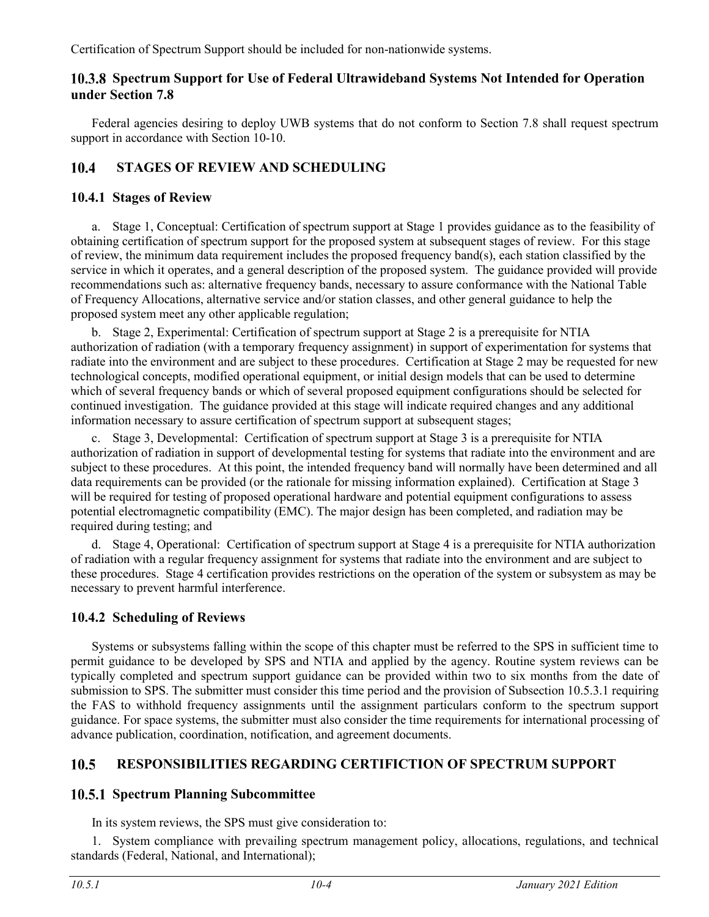Certification of Spectrum Support should be included for non-nationwide systems.

### 10.3.8 Spectrum Support for Use of Federal Ultrawideband Systems Not Intended for Operation under Section 7.8

Federal agencies desiring to deploy UWB systems that do not conform to Section 7.8 shall request spectrum support in accordance with Section 10-10.

## 10.4 STAGES OF REVIEW AND SCHEDULING

### 10.4.1 Stages of Review

a. Stage 1, Conceptual: Certification of spectrum support at Stage 1 provides guidance as to the feasibility of obtaining certification of spectrum support for the proposed system at subsequent stages of review. For this stage of review, the minimum data requirement includes the proposed frequency band(s), each station classified by the service in which it operates, and a general description of the proposed system. The guidance provided will provide recommendations such as: alternative frequency bands, necessary to assure conformance with the National Table of Frequency Allocations, alternative service and/or station classes, and other general guidance to help the proposed system meet any other applicable regulation;

b. Stage 2, Experimental: Certification of spectrum support at Stage 2 is a prerequisite for NTIA authorization of radiation (with a temporary frequency assignment) in support of experimentation for systems that radiate into the environment and are subject to these procedures. Certification at Stage 2 may be requested for new technological concepts, modified operational equipment, or initial design models that can be used to determine which of several frequency bands or which of several proposed equipment configurations should be selected for continued investigation. The guidance provided at this stage will indicate required changes and any additional information necessary to assure certification of spectrum support at subsequent stages;

c. Stage 3, Developmental: Certification of spectrum support at Stage 3 is a prerequisite for NTIA authorization of radiation in support of developmental testing for systems that radiate into the environment and are subject to these procedures. At this point, the intended frequency band will normally have been determined and all data requirements can be provided (or the rationale for missing information explained). Certification at Stage 3 will be required for testing of proposed operational hardware and potential equipment configurations to assess potential electromagnetic compatibility (EMC). The major design has been completed, and radiation may be required during testing; and

d. Stage 4, Operational: Certification of spectrum support at Stage 4 is a prerequisite for NTIA authorization of radiation with a regular frequency assignment for systems that radiate into the environment and are subject to these procedures. Stage 4 certification provides restrictions on the operation of the system or subsystem as may be necessary to prevent harmful interference.

### 10.4.2 Scheduling of Reviews

Systems or subsystems falling within the scope of this chapter must be referred to the SPS in sufficient time to permit guidance to be developed by SPS and NTIA and applied by the agency. Routine system reviews can be typically completed and spectrum support guidance can be provided within two to six months from the date of submission to SPS. The submitter must consider this time period and the provision of Subsection 10.5.3.1 requiring the FAS to withhold frequency assignments until the assignment particulars conform to the spectrum support guidance. For space systems, the submitter must also consider the time requirements for international processing of advance publication, coordination, notification, and agreement documents.

## 10.5 RESPONSIBILITIES REGARDING CERTIFICTION OF SPECTRUM SUPPORT

### 10.5.1 Spectrum Planning Subcommittee

In its system reviews, the SPS must give consideration to:

1. System compliance with prevailing spectrum management policy, allocations, regulations, and technical standards (Federal, National, and International);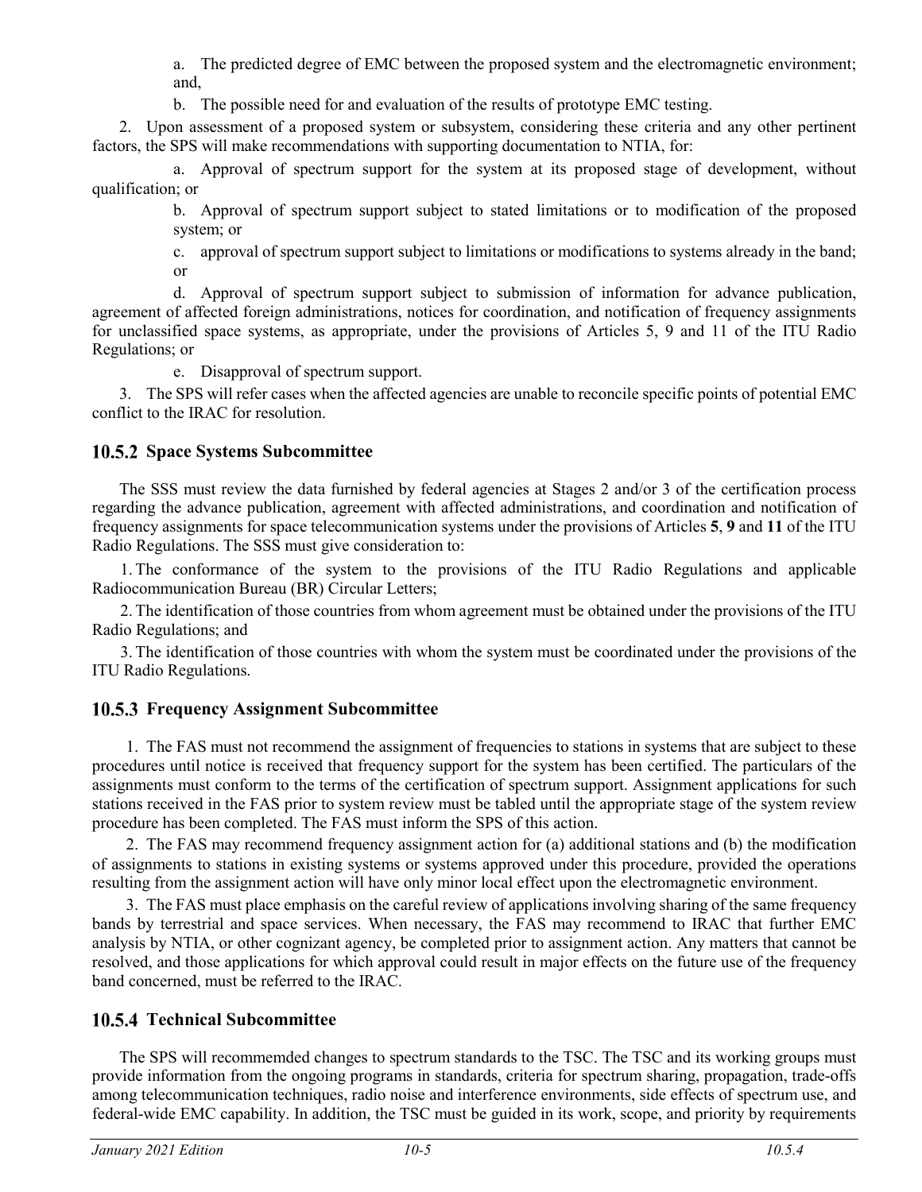a. The predicted degree of EMC between the proposed system and the electromagnetic environment; and,

b. The possible need for and evaluation of the results of prototype EMC testing.

2. Upon assessment of a proposed system or subsystem, considering these criteria and any other pertinent factors, the SPS will make recommendations with supporting documentation to NTIA, for:

a. Approval of spectrum support for the system at its proposed stage of development, without qualification; or

b. Approval of spectrum support subject to stated limitations or to modification of the proposed system; or

c. approval of spectrum support subject to limitations or modifications to systems already in the band; or

d. Approval of spectrum support subject to submission of information for advance publication, agreement of affected foreign administrations, notices for coordination, and notification of frequency assignments for unclassified space systems, as appropriate, under the provisions of Articles 5, 9 and 11 of the ITU Radio Regulations; or

e. Disapproval of spectrum support.

3. The SPS will refer cases when the affected agencies are unable to reconcile specific points of potential EMC conflict to the IRAC for resolution.

### 10.5.2 Space Systems Subcommittee

The SSS must review the data furnished by federal agencies at Stages 2 and/or 3 of the certification process regarding the advance publication, agreement with affected administrations, and coordination and notification of frequency assignments for space telecommunication systems under the provisions of Articles **5**, **9** and **11** of the ITU Radio Regulations. The SSS must give consideration to:

1. The conformance of the system to the provisions of the ITU Radio Regulations and applicable Radiocommunication Bureau (BR) Circular Letters;

2. The identification of those countries from whom agreement must be obtained under the provisions of the ITU Radio Regulations; and

3. The identification of those countries with whom the system must be coordinated under the provisions of the ITU Radio Regulations.

### 10.5.3 Frequency Assignment Subcommittee

1. The FAS must not recommend the assignment of frequencies to stations in systems that are subject to these procedures until notice is received that frequency support for the system has been certified. The particulars of the assignments must conform to the terms of the certification of spectrum support. Assignment applications for such stations received in the FAS prior to system review must be tabled until the appropriate stage of the system review procedure has been completed. The FAS must inform the SPS of this action.

2. The FAS may recommend frequency assignment action for (a) additional stations and (b) the modification of assignments to stations in existing systems or systems approved under this procedure, provided the operations resulting from the assignment action will have only minor local effect upon the electromagnetic environment.

3. The FAS must place emphasis on the careful review of applications involving sharing of the same frequency bands by terrestrial and space services. When necessary, the FAS may recommend to IRAC that further EMC analysis by NTIA, or other cognizant agency, be completed prior to assignment action. Any matters that cannot be resolved, and those applications for which approval could result in major effects on the future use of the frequency band concerned, must be referred to the IRAC.

### 10.5.4 Technical Subcommittee

The SPS will recommemded changes to spectrum standards to the TSC. The TSC and its working groups must provide information from the ongoing programs in standards, criteria for spectrum sharing, propagation, trade-offs among telecommunication techniques, radio noise and interference environments, side effects of spectrum use, and federal-wide EMC capability. In addition, the TSC must be guided in its work, scope, and priority by requirements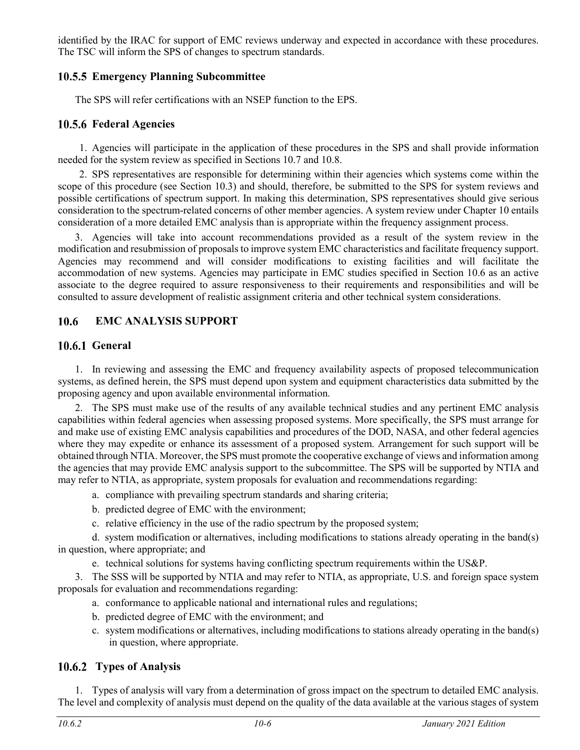identified by the IRAC for support of EMC reviews underway and expected in accordance with these procedures. The TSC will inform the SPS of changes to spectrum standards.

### 10.5.5 Emergency Planning Subcommittee

The SPS will refer certifications with an NSEP function to the EPS.

### 10.5.6 Federal Agencies

1. Agencies will participate in the application of these procedures in the SPS and shall provide information needed for the system review as specified in Sections 10.7 and 10.8.

2. SPS representatives are responsible for determining within their agencies which systems come within the scope of this procedure (see Section 10.3) and should, therefore, be submitted to the SPS for system reviews and possible certifications of spectrum support. In making this determination, SPS representatives should give serious consideration to the spectrum-related concerns of other member agencies. A system review under Chapter 10 entails consideration of a more detailed EMC analysis than is appropriate within the frequency assignment process.

3. Agencies will take into account recommendations provided as a result of the system review in the modification and resubmission of proposals to improve system EMC characteristics and facilitate frequency support. Agencies may recommend and will consider modifications to existing facilities and will facilitate the accommodation of new systems. Agencies may participate in EMC studies specified in Section 10.6 as an active associate to the degree required to assure responsiveness to their requirements and responsibilities and will be consulted to assure development of realistic assignment criteria and other technical system considerations.

## 10.6 EMC ANALYSIS SUPPORT

### 10.6.1 General

1. In reviewing and assessing the EMC and frequency availability aspects of proposed telecommunication systems, as defined herein, the SPS must depend upon system and equipment characteristics data submitted by the proposing agency and upon available environmental information.

2. The SPS must make use of the results of any available technical studies and any pertinent EMC analysis capabilities within federal agencies when assessing proposed systems. More specifically, the SPS must arrange for and make use of existing EMC analysis capabilities and procedures of the DOD, NASA, and other federal agencies where they may expedite or enhance its assessment of a proposed system. Arrangement for such support will be obtained through NTIA. Moreover, the SPS must promote the cooperative exchange of views and information among the agencies that may provide EMC analysis support to the subcommittee. The SPS will be supported by NTIA and may refer to NTIA, as appropriate, system proposals for evaluation and recommendations regarding:

   a. compliance with prevailing spectrum standards and sharing criteria;

   b. predicted degree of EMC with the environment;

   c. relative efficiency in the use of the radio spectrum by the proposed system;

   d. system modification or alternatives, including modifications to stations already operating in the band(s) in question, where appropriate; and

   e. technical solutions for systems having conflicting spectrum requirements within the US&P.

3. The SSS will be supported by NTIA and may refer to NTIA, as appropriate, U.S. and foreign space system proposals for evaluation and recommendations regarding:

   a. conformance to applicable national and international rules and regulations;

   b. predicted degree of EMC with the environment; and

   c. system modifications or alternatives, including modifications to stations already operating in the band(s) in question, where appropriate.

### 10.6.2 Types of Analysis

1. Types of analysis will vary from a determination of gross impact on the spectrum to detailed EMC analysis. The level and complexity of analysis must depend on the quality of the data available at the various stages of system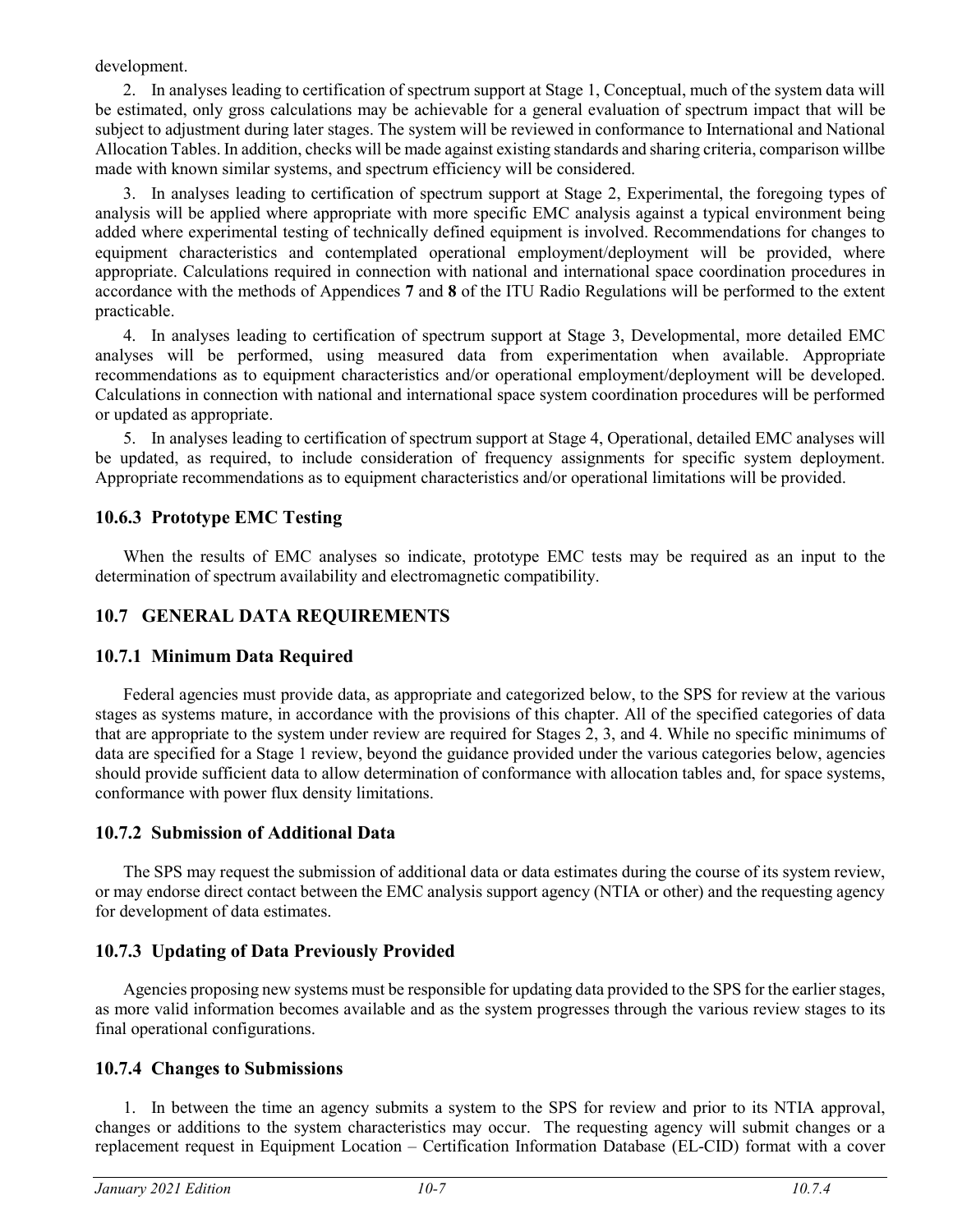development.

2. In analyses leading to certification of spectrum support at Stage 1, Conceptual, much of the system data will be estimated, only gross calculations may be achievable for a general evaluation of spectrum impact that will be subject to adjustment during later stages. The system will be reviewed in conformance to International and National Allocation Tables. In addition, checks will be made against existing standards and sharing criteria, comparison willbe made with known similar systems, and spectrum efficiency will be considered.

3. In analyses leading to certification of spectrum support at Stage 2, Experimental, the foregoing types of analysis will be applied where appropriate with more specific EMC analysis against a typical environment being added where experimental testing of technically defined equipment is involved. Recommendations for changes to equipment characteristics and contemplated operational employment/deployment will be provided, where appropriate. Calculations required in connection with national and international space coordination procedures in accordance with the methods of Appendices **7** and **8** of the ITU Radio Regulations will be performed to the extent practicable.

4. In analyses leading to certification of spectrum support at Stage 3, Developmental, more detailed EMC analyses will be performed, using measured data from experimentation when available. Appropriate recommendations as to equipment characteristics and/or operational employment/deployment will be developed. Calculations in connection with national and international space system coordination procedures will be performed or updated as appropriate.

5. In analyses leading to certification of spectrum support at Stage 4, Operational, detailed EMC analyses will be updated, as required, to include consideration of frequency assignments for specific system deployment. Appropriate recommendations as to equipment characteristics and/or operational limitations will be provided.

### 10.6.3 Prototype EMC Testing

When the results of EMC analyses so indicate, prototype EMC tests may be required as an input to the determination of spectrum availability and electromagnetic compatibility.

## 10.7 GENERAL DATA REQUIREMENTS

### 10.7.1 Minimum Data Required

Federal agencies must provide data, as appropriate and categorized below, to the SPS for review at the various stages as systems mature, in accordance with the provisions of this chapter. All of the specified categories of data that are appropriate to the system under review are required for Stages 2, 3, and 4. While no specific minimums of data are specified for a Stage 1 review, beyond the guidance provided under the various categories below, agencies should provide sufficient data to allow determination of conformance with allocation tables and, for space systems, conformance with power flux density limitations.

### 10.7.2 Submission of Additional Data

The SPS may request the submission of additional data or data estimates during the course of its system review, or may endorse direct contact between the EMC analysis support agency (NTIA or other) and the requesting agency for development of data estimates.

### 10.7.3 Updating of Data Previously Provided

Agencies proposing new systems must be responsible for updating data provided to the SPS for the earlier stages, as more valid information becomes available and as the system progresses through the various review stages to its final operational configurations.

### 10.7.4 Changes to Submissions

1. In between the time an agency submits a system to the SPS for review and prior to its NTIA approval, changes or additions to the system characteristics may occur. The requesting agency will submit changes or a replacement request in Equipment Location – Certification Information Database (EL-CID) format with a cover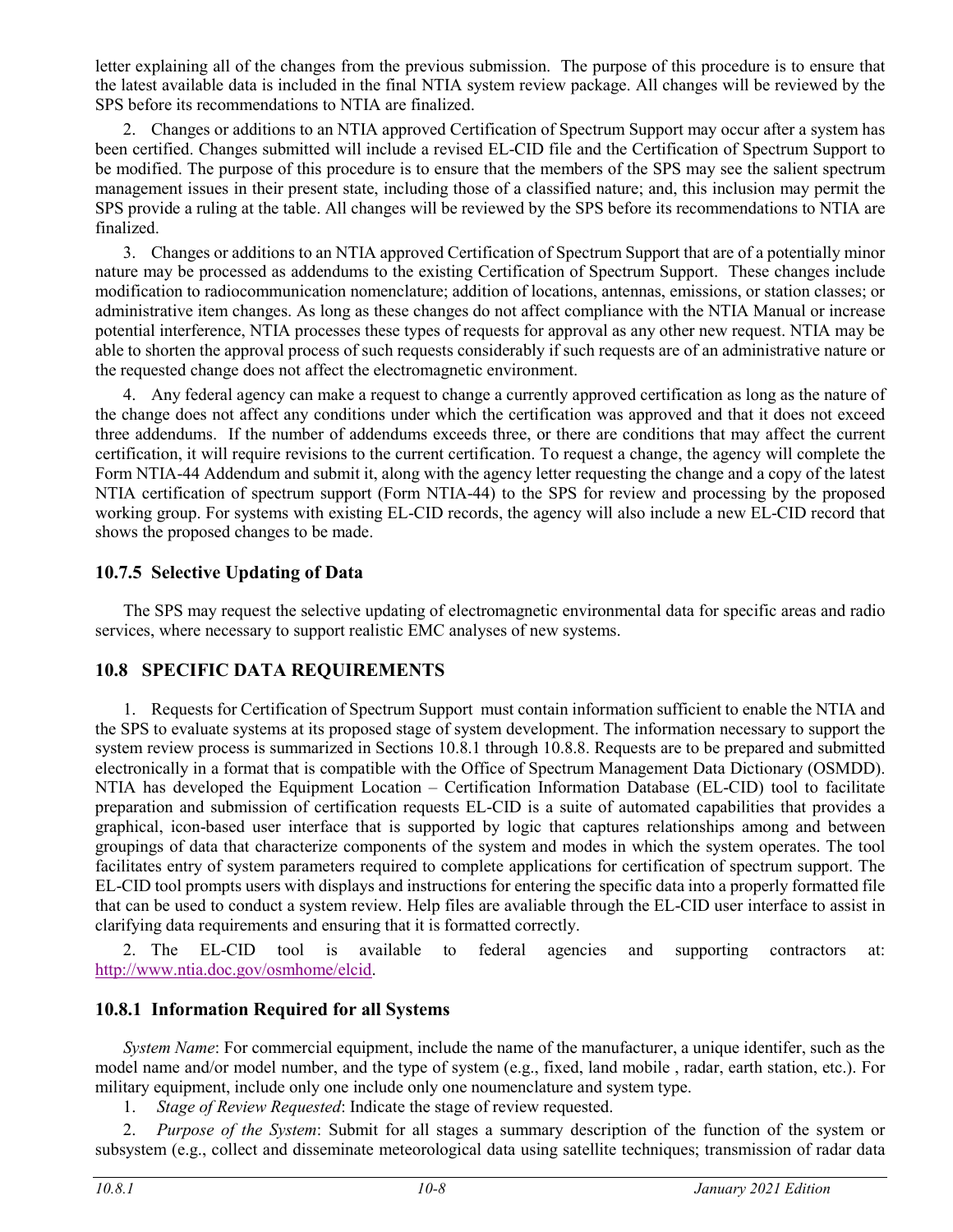letter explaining all of the changes from the previous submission. The purpose of this procedure is to ensure that the latest available data is included in the final NTIA system review package. All changes will be reviewed by the SPS before its recommendations to NTIA are finalized.

2. Changes or additions to an NTIA approved Certification of Spectrum Support may occur after a system has been certified. Changes submitted will include a revised EL-CID file and the Certification of Spectrum Support to be modified. The purpose of this procedure is to ensure that the members of the SPS may see the salient spectrum management issues in their present state, including those of a classified nature; and, this inclusion may permit the SPS provide a ruling at the table. All changes will be reviewed by the SPS before its recommendations to NTIA are finalized.

3. Changes or additions to an NTIA approved Certification of Spectrum Support that are of a potentially minor nature may be processed as addendums to the existing Certification of Spectrum Support. These changes include modification to radiocommunication nomenclature; addition of locations, antennas, emissions, or station classes; or administrative item changes. As long as these changes do not affect compliance with the NTIA Manual or increase potential interference, NTIA processes these types of requests for approval as any other new request. NTIA may be able to shorten the approval process of such requests considerably if such requests are of an administrative nature or the requested change does not affect the electromagnetic environment.

4. Any federal agency can make a request to change a currently approved certification as long as the nature of the change does not affect any conditions under which the certification was approved and that it does not exceed three addendums. If the number of addendums exceeds three, or there are conditions that may affect the current certification, it will require revisions to the current certification. To request a change, the agency will complete the Form NTIA-44 Addendum and submit it, along with the agency letter requesting the change and a copy of the latest NTIA certification of spectrum support (Form NTIA-44) to the SPS for review and processing by the proposed working group. For systems with existing EL-CID records, the agency will also include a new EL-CID record that shows the proposed changes to be made.

### 10.7.5 Selective Updating of Data

The SPS may request the selective updating of electromagnetic environmental data for specific areas and radio services, where necessary to support realistic EMC analyses of new systems.

## 10.8 SPECIFIC DATA REQUIREMENTS

1. Requests for Certification of Spectrum Support must contain information sufficient to enable the NTIA and the SPS to evaluate systems at its proposed stage of system development. The information necessary to support the system review process is summarized in Sections 10.8.1 through 10.8.8. Requests are to be prepared and submitted electronically in a format that is compatible with the Office of Spectrum Management Data Dictionary (OSMDD). NTIA has developed the Equipment Location – Certification Information Database (EL-CID) tool to facilitate preparation and submission of certification requests EL-CID is a suite of automated capabilities that provides a graphical, icon-based user interface that is supported by logic that captures relationships among and between groupings of data that characterize components of the system and modes in which the system operates. The tool facilitates entry of system parameters required to complete applications for certification of spectrum support. The EL-CID tool prompts users with displays and instructions for entering the specific data into a properly formatted file that can be used to conduct a system review. Help files are avaliable through the EL-CID user interface to assist in clarifying data requirements and ensuring that it is formatted correctly.

2. The EL-CID tool is available to federal agencies and supporting contractors at: http://www.ntia.doc.gov/osmhome/elcid.

### 10.8.1 Information Required for all Systems

*System Name*: For commercial equipment, include the name of the manufacturer, a unique identifer, such as the model name and/or model number, and the type of system (e.g., fixed, land mobile , radar, earth station, etc.). For military equipment, include only one include only one noumenclature and system type.

1. *Stage of Review Requested*: Indicate the stage of review requested.

2. *Purpose of the System*: Submit for all stages a summary description of the function of the system or subsystem (e.g., collect and disseminate meteorological data using satellite techniques; transmission of radar data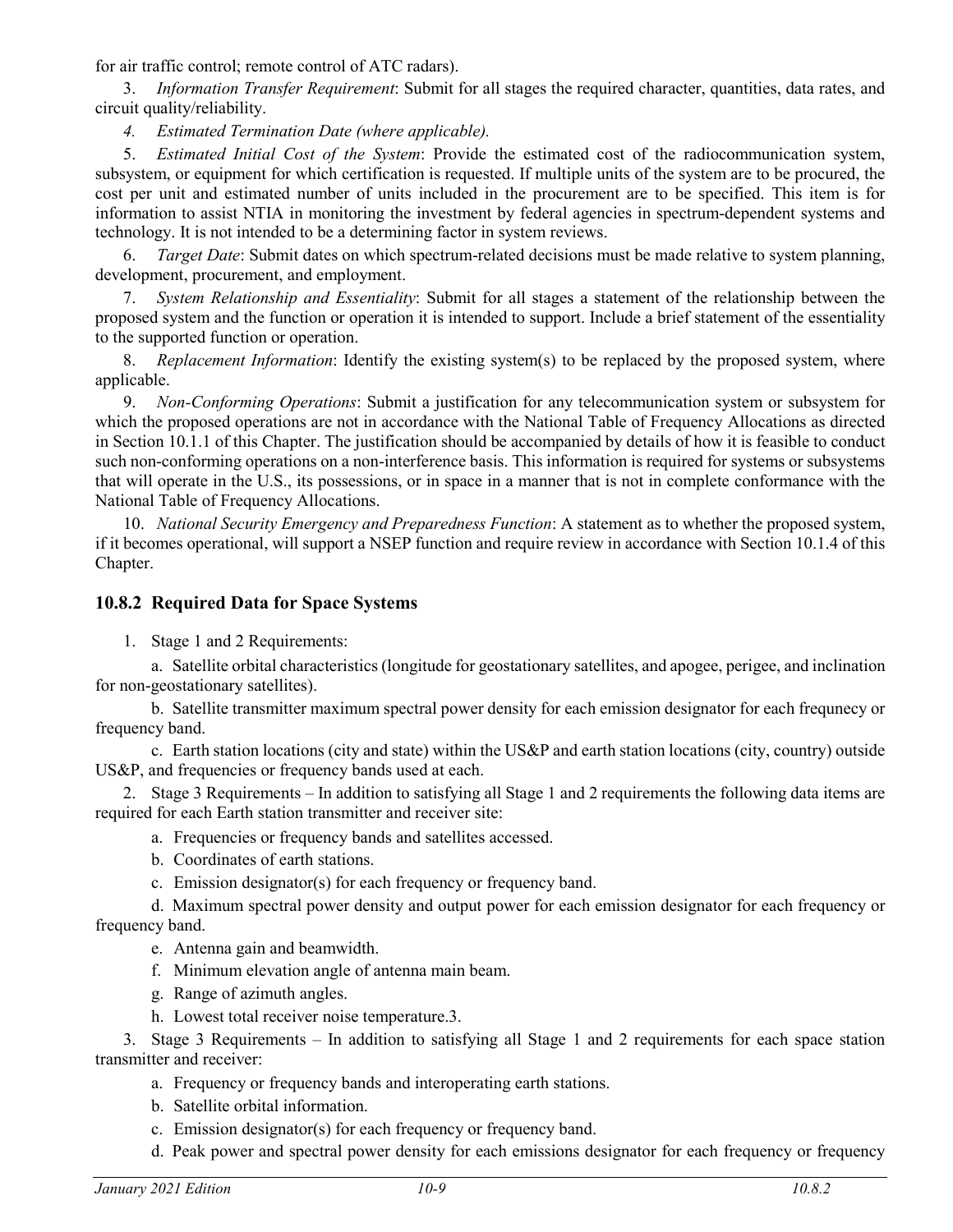for air traffic control; remote control of ATC radars).

3. *Information Transfer Requirement*: Submit for all stages the required character, quantities, data rates, and circuit quality/reliability.

4. *Estimated Termination Date (where applicable).*

5. *Estimated Initial Cost of the System*: Provide the estimated cost of the radiocommunication system, subsystem, or equipment for which certification is requested. If multiple units of the system are to be procured, the cost per unit and estimated number of units included in the procurement are to be specified. This item is for information to assist NTIA in monitoring the investment by federal agencies in spectrum-dependent systems and technology. It is not intended to be a determining factor in system reviews.

6. *Target Date*: Submit dates on which spectrum-related decisions must be made relative to system planning, development, procurement, and employment.

7. *System Relationship and Essentiality*: Submit for all stages a statement of the relationship between the proposed system and the function or operation it is intended to support. Include a brief statement of the essentiality to the supported function or operation.

8. *Replacement Information*: Identify the existing system(s) to be replaced by the proposed system, where applicable.

9. *Non-Conforming Operations*: Submit a justification for any telecommunication system or subsystem for which the proposed operations are not in accordance with the National Table of Frequency Allocations as directed in Section 10.1.1 of this Chapter. The justification should be accompanied by details of how it is feasible to conduct such non-conforming operations on a non-interference basis. This information is required for systems or subsystems that will operate in the U.S., its possessions, or in space in a manner that is not in complete conformance with the National Table of Frequency Allocations.

10. *National Security Emergency and Preparedness Function*: A statement as to whether the proposed system, if it becomes operational, will support a NSEP function and require review in accordance with Section 10.1.4 of this Chapter.

### 10.8.2 Required Data for Space Systems

1. Stage 1 and 2 Requirements:

   a. Satellite orbital characteristics (longitude for geostationary satellites, and apogee, perigee, and inclination for non-geostationary satellites).

   b. Satellite transmitter maximum spectral power density for each emission designator for each frequnecy or frequency band.

   c. Earth station locations (city and state) within the US&P and earth station locations (city, country) outside US&P, and frequencies or frequency bands used at each.

2. Stage 3 Requirements – In addition to satisfying all Stage 1 and 2 requirements the following data items are required for each Earth station transmitter and receiver site:

   a. Frequencies or frequency bands and satellites accessed.

   b. Coordinates of earth stations.

   c. Emission designator(s) for each frequency or frequency band.

   d. Maximum spectral power density and output power for each emission designator for each frequency or frequency band.

   e. Antenna gain and beamwidth.

   f. Minimum elevation angle of antenna main beam.

   g. Range of azimuth angles.

   h. Lowest total receiver noise temperature.3.

3. Stage 3 Requirements – In addition to satisfying all Stage 1 and 2 requirements for each space station transmitter and receiver:

   a. Frequency or frequency bands and interoperating earth stations.

   b. Satellite orbital information.

   c. Emission designator(s) for each frequency or frequency band.

   d. Peak power and spectral power density for each emissions designator for each frequency or frequency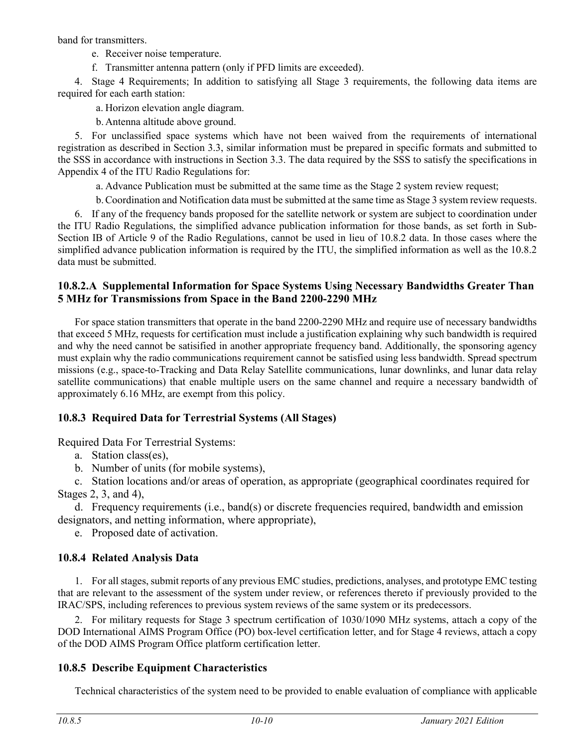band for transmitters.

e. Receiver noise temperature.

f. Transmitter antenna pattern (only if PFD limits are exceeded).

4. Stage 4 Requirements; In addition to satisfying all Stage 3 requirements, the following data items are required for each earth station:

a. Horizon elevation angle diagram.

b. Antenna altitude above ground.

5. For unclassified space systems which have not been waived from the requirements of international registration as described in Section 3.3, similar information must be prepared in specific formats and submitted to the SSS in accordance with instructions in Section 3.3. The data required by the SSS to satisfy the specifications in Appendix 4 of the ITU Radio Regulations for:

a. Advance Publication must be submitted at the same time as the Stage 2 system review request;

b. Coordination and Notification data must be submitted at the same time as Stage 3 system review requests.

6. If any of the frequency bands proposed for the satellite network or system are subject to coordination under the ITU Radio Regulations, the simplified advance publication information for those bands, as set forth in Sub-Section IB of Article 9 of the Radio Regulations, cannot be used in lieu of 10.8.2 data. In those cases where the simplified advance publication information is required by the ITU, the simplified information as well as the 10.8.2 data must be submitted.

### 10.8.2.A Supplemental Information for Space Systems Using Necessary Bandwidths Greater Than 5 MHz for Transmissions from Space in the Band 2200-2290 MHz

For space station transmitters that operate in the band 2200-2290 MHz and require use of necessary bandwidths that exceed 5 MHz, requests for certification must include a justification explaining why such bandwidth is required and why the need cannot be satisified in another appropriate frequency band. Additionally, the sponsoring agency must explain why the radio communications requirement cannot be satisfied using less bandwidth. Spread spectrum missions (e.g., space-to-Tracking and Data Relay Satellite communications, lunar downlinks, and lunar data relay satellite communications) that enable multiple users on the same channel and require a necessary bandwidth of approximately 6.16 MHz, are exempt from this policy.

### 10.8.3 Required Data for Terrestrial Systems (All Stages)

Required Data For Terrestrial Systems:

a. Station class(es),

b. Number of units (for mobile systems),

c. Station locations and/or areas of operation, as appropriate (geographical coordinates required for Stages 2, 3, and 4),

d. Frequency requirements (i.e., band(s) or discrete frequencies required, bandwidth and emission designators, and netting information, where appropriate),

e. Proposed date of activation.

### 10.8.4 Related Analysis Data

1. For all stages, submit reports of any previous EMC studies, predictions, analyses, and prototype EMC testing that are relevant to the assessment of the system under review, or references thereto if previously provided to the IRAC/SPS, including references to previous system reviews of the same system or its predecessors.

2. For military requests for Stage 3 spectrum certification of 1030/1090 MHz systems, attach a copy of the DOD International AIMS Program Office (PO) box-level certification letter, and for Stage 4 reviews, attach a copy of the DOD AIMS Program Office platform certification letter.

### 10.8.5 Describe Equipment Characteristics

Technical characteristics of the system need to be provided to enable evaluation of compliance with applicable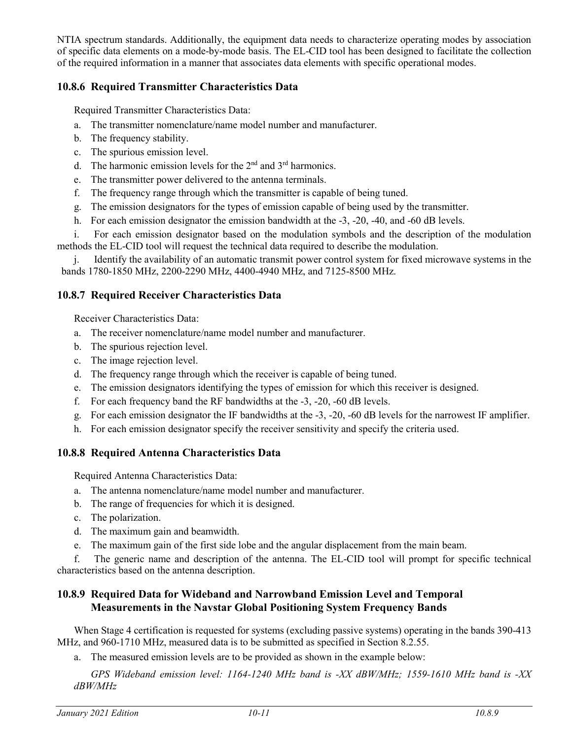NTIA spectrum standards. Additionally, the equipment data needs to characterize operating modes by association of specific data elements on a mode-by-mode basis. The EL-CID tool has been designed to facilitate the collection of the required information in a manner that associates data elements with specific operational modes.

### 10.8.6 Required Transmitter Characteristics Data

Required Transmitter Characteristics Data:

a. The transmitter nomenclature/name model number and manufacturer.
b. The frequency stability.
c. The spurious emission level.
d. The harmonic emission levels for the 2nd and 3rd harmonics.
e. The transmitter power delivered to the antenna terminals.
f. The frequency range through which the transmitter is capable of being tuned.
g. The emission designators for the types of emission capable of being used by the transmitter.
h. For each emission designator the emission bandwidth at the -3, -20, -40, and -60 dB levels.
i. For each emission designator based on the modulation symbols and the description of the modulation methods the EL-CID tool will request the technical data required to describe the modulation.
j. Identify the availability of an automatic transmit power control system for fixed microwave systems in the bands 1780-1850 MHz, 2200-2290 MHz, 4400-4940 MHz, and 7125-8500 MHz.

### 10.8.7 Required Receiver Characteristics Data

Receiver Characteristics Data:

a. The receiver nomenclature/name model number and manufacturer.
b. The spurious rejection level.
c. The image rejection level.
d. The frequency range through which the receiver is capable of being tuned.
e. The emission designators identifying the types of emission for which this receiver is designed.
f. For each frequency band the RF bandwidths at the -3, -20, -60 dB levels.
g. For each emission designator the IF bandwidths at the -3, -20, -60 dB levels for the narrowest IF amplifier.
h. For each emission designator specify the receiver sensitivity and specify the criteria used.

### 10.8.8 Required Antenna Characteristics Data

Required Antenna Characteristics Data:

a. The antenna nomenclature/name model number and manufacturer.
b. The range of frequencies for which it is designed.
c. The polarization.
d. The maximum gain and beamwidth.
e. The maximum gain of the first side lobe and the angular displacement from the main beam.
f. The generic name and description of the antenna. The EL-CID tool will prompt for specific technical characteristics based on the antenna description.

### 10.8.9 Required Data for Wideband and Narrowband Emission Level and Temporal Measurements in the Navstar Global Positioning System Frequency Bands

When Stage 4 certification is requested for systems (excluding passive systems) operating in the bands 390-413 MHz, and 960-1710 MHz, measured data is to be submitted as specified in Section 8.2.55.

a. The measured emission levels are to be provided as shown in the example below:

*GPS Wideband emission level: 1164-1240 MHz band is -XX dBW/MHz; 1559-1610 MHz band is -XX dBW/MHz*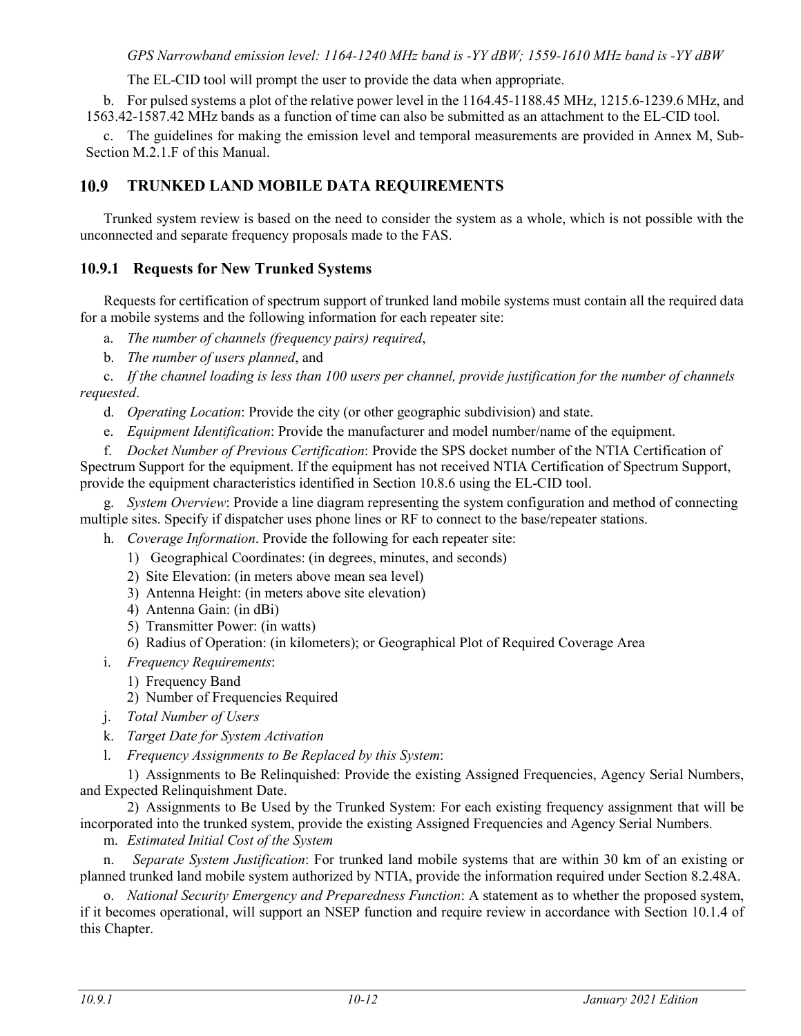*GPS Narrowband emission level: 1164-1240 MHz band is -YY dBW; 1559-1610 MHz band is -YY dBW*

The EL-CID tool will prompt the user to provide the data when appropriate.

b. For pulsed systems a plot of the relative power level in the 1164.45-1188.45 MHz, 1215.6-1239.6 MHz, and 1563.42-1587.42 MHz bands as a function of time can also be submitted as an attachment to the EL-CID tool.

c. The guidelines for making the emission level and temporal measurements are provided in Annex M, Sub-Section M.2.1.F of this Manual.

## 10.9 TRUNKED LAND MOBILE DATA REQUIREMENTS

Trunked system review is based on the need to consider the system as a whole, which is not possible with the unconnected and separate frequency proposals made to the FAS.

### 10.9.1 Requests for New Trunked Systems

Requests for certification of spectrum support of trunked land mobile systems must contain all the required data for a mobile systems and the following information for each repeater site:

a. *The number of channels (frequency pairs) required*,

b. *The number of users planned*, and

c. *If the channel loading is less than 100 users per channel, provide justification for the number of channels requested*.

d. *Operating Location*: Provide the city (or other geographic subdivision) and state.

e. *Equipment Identification*: Provide the manufacturer and model number/name of the equipment.

f. *Docket Number of Previous Certification*: Provide the SPS docket number of the NTIA Certification of Spectrum Support for the equipment. If the equipment has not received NTIA Certification of Spectrum Support, provide the equipment characteristics identified in Section 10.8.6 using the EL-CID tool.

g. *System Overview*: Provide a line diagram representing the system configuration and method of connecting multiple sites. Specify if dispatcher uses phone lines or RF to connect to the base/repeater stations.

h. *Coverage Information*. Provide the following for each repeater site:

1) Geographical Coordinates: (in degrees, minutes, and seconds)
2) Site Elevation: (in meters above mean sea level)
3) Antenna Height: (in meters above site elevation)
4) Antenna Gain: (in dBi)
5) Transmitter Power: (in watts)
6) Radius of Operation: (in kilometers); or Geographical Plot of Required Coverage Area

i. *Frequency Requirements*:

1) Frequency Band
2) Number of Frequencies Required

j. *Total Number of Users*

k. *Target Date for System Activation*

l. *Frequency Assignments to Be Replaced by this System*:

1) Assignments to Be Relinquished: Provide the existing Assigned Frequencies, Agency Serial Numbers, and Expected Relinquishment Date.

2) Assignments to Be Used by the Trunked System: For each existing frequency assignment that will be incorporated into the trunked system, provide the existing Assigned Frequencies and Agency Serial Numbers.

m. *Estimated Initial Cost of the System*

n. *Separate System Justification*: For trunked land mobile systems that are within 30 km of an existing or planned trunked land mobile system authorized by NTIA, provide the information required under Section 8.2.48A.

o. *National Security Emergency and Preparedness Function*: A statement as to whether the proposed system, if it becomes operational, will support an NSEP function and require review in accordance with Section 10.1.4 of this Chapter.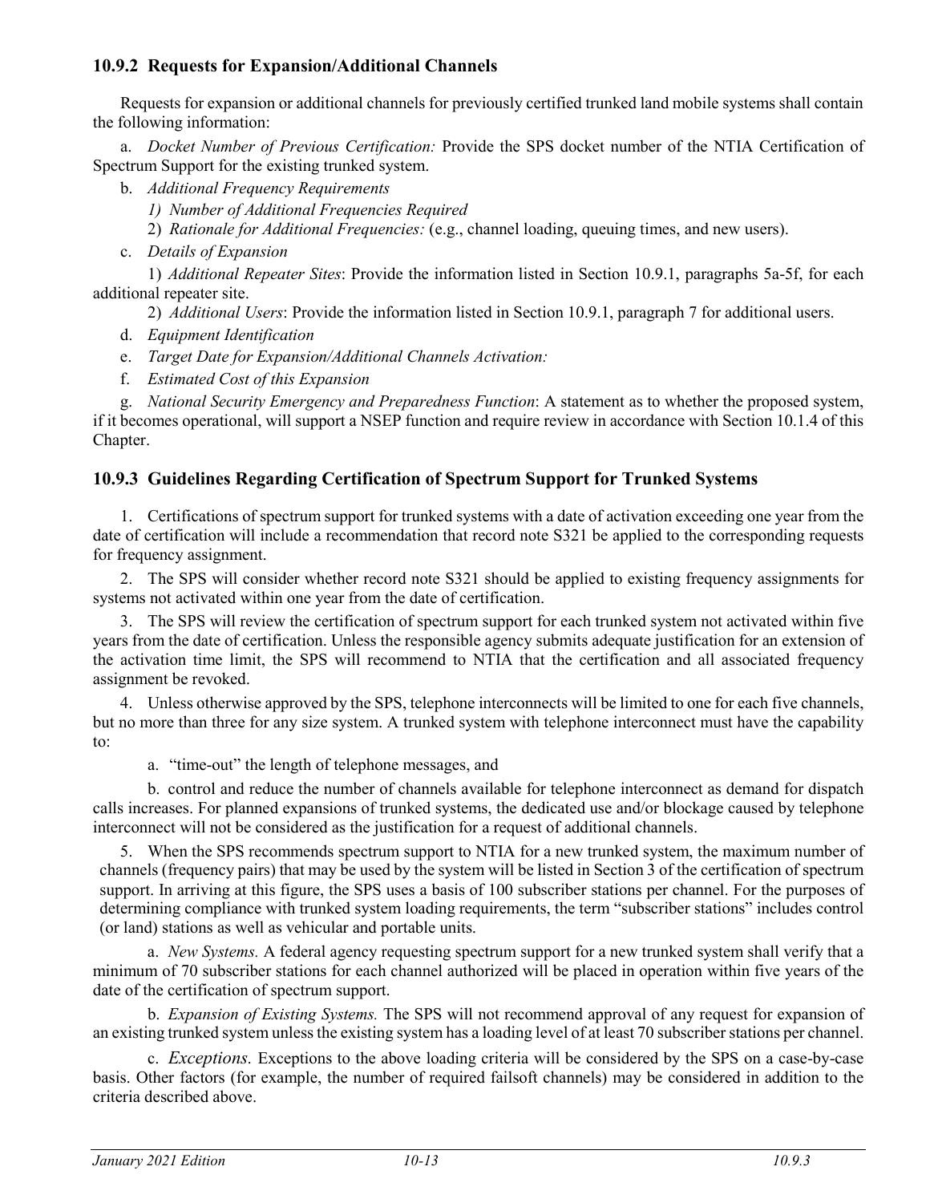### 10.9.2 Requests for Expansion/Additional Channels

Requests for expansion or additional channels for previously certified trunked land mobile systems shall contain the following information:

a. *Docket Number of Previous Certification:* Provide the SPS docket number of the NTIA Certification of Spectrum Support for the existing trunked system.

b. *Additional Frequency Requirements*

1) *Number of Additional Frequencies Required*

2) *Rationale for Additional Frequencies:* (e.g., channel loading, queuing times, and new users).

c. *Details of Expansion*

1) *Additional Repeater Sites*: Provide the information listed in Section 10.9.1, paragraphs 5a-5f, for each additional repeater site.

2) *Additional Users*: Provide the information listed in Section 10.9.1, paragraph 7 for additional users.

d. *Equipment Identification*

e. *Target Date for Expansion/Additional Channels Activation:*

f. *Estimated Cost of this Expansion*

g. *National Security Emergency and Preparedness Function*: A statement as to whether the proposed system, if it becomes operational, will support a NSEP function and require review in accordance with Section 10.1.4 of this Chapter.

### 10.9.3 Guidelines Regarding Certification of Spectrum Support for Trunked Systems

1. Certifications of spectrum support for trunked systems with a date of activation exceeding one year from the date of certification will include a recommendation that record note S321 be applied to the corresponding requests for frequency assignment.

2. The SPS will consider whether record note S321 should be applied to existing frequency assignments for systems not activated within one year from the date of certification.

3. The SPS will review the certification of spectrum support for each trunked system not activated within five years from the date of certification. Unless the responsible agency submits adequate justification for an extension of the activation time limit, the SPS will recommend to NTIA that the certification and all associated frequency assignment be revoked.

4. Unless otherwise approved by the SPS, telephone interconnects will be limited to one for each five channels, but no more than three for any size system. A trunked system with telephone interconnect must have the capability to:

a. "time-out" the length of telephone messages, and

b. control and reduce the number of channels available for telephone interconnect as demand for dispatch calls increases. For planned expansions of trunked systems, the dedicated use and/or blockage caused by telephone interconnect will not be considered as the justification for a request of additional channels.

5. When the SPS recommends spectrum support to NTIA for a new trunked system, the maximum number of channels (frequency pairs) that may be used by the system will be listed in Section 3 of the certification of spectrum support. In arriving at this figure, the SPS uses a basis of 100 subscriber stations per channel. For the purposes of determining compliance with trunked system loading requirements, the term "subscriber stations" includes control (or land) stations as well as vehicular and portable units.

a. *New Systems.* A federal agency requesting spectrum support for a new trunked system shall verify that a minimum of 70 subscriber stations for each channel authorized will be placed in operation within five years of the date of the certification of spectrum support.

b. *Expansion of Existing Systems.* The SPS will not recommend approval of any request for expansion of an existing trunked system unless the existing system has a loading level of at least 70 subscriber stations per channel.

c. *Exceptions.* Exceptions to the above loading criteria will be considered by the SPS on a case-by-case basis. Other factors (for example, the number of required failsoft channels) may be considered in addition to the criteria described above.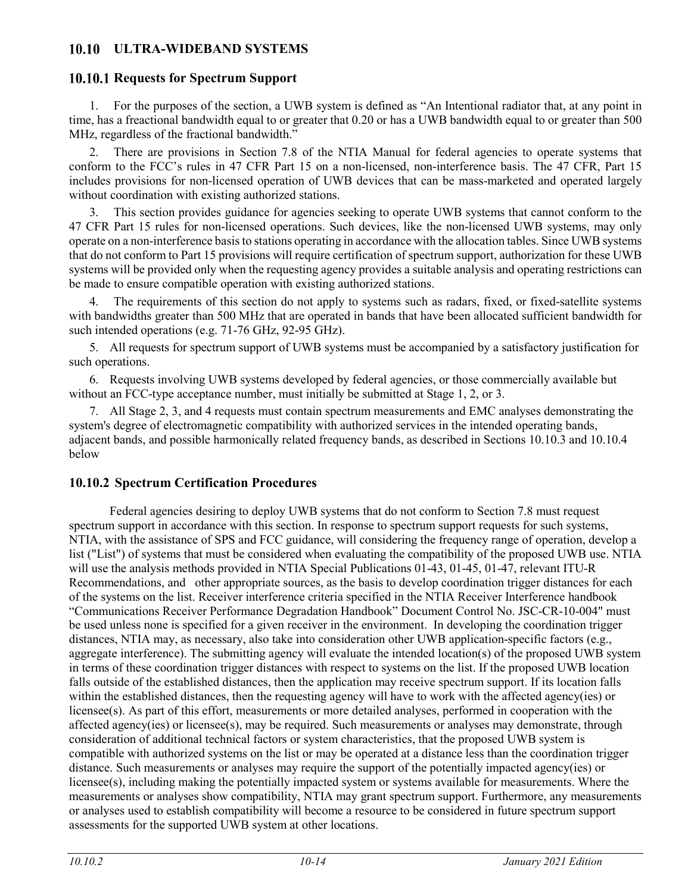## 10.10 ULTRA-WIDEBAND SYSTEMS

### 10.10.1 Requests for Spectrum Support

1. For the purposes of the section, a UWB system is defined as "An Intentional radiator that, at any point in time, has a freactional bandwidth equal to or greater that 0.20 or has a UWB bandwidth equal to or greater than 500 MHz, regardless of the fractional bandwidth."

2. There are provisions in Section 7.8 of the NTIA Manual for federal agencies to operate systems that conform to the FCC's rules in 47 CFR Part 15 on a non-licensed, non-interference basis. The 47 CFR, Part 15 includes provisions for non-licensed operation of UWB devices that can be mass-marketed and operated largely without coordination with existing authorized stations.

3. This section provides guidance for agencies seeking to operate UWB systems that cannot conform to the 47 CFR Part 15 rules for non-licensed operations. Such devices, like the non-licensed UWB systems, may only operate on a non-interference basis to stations operating in accordance with the allocation tables. Since UWB systems that do not conform to Part 15 provisions will require certification of spectrum support, authorization for these UWB systems will be provided only when the requesting agency provides a suitable analysis and operating restrictions can be made to ensure compatible operation with existing authorized stations.

4. The requirements of this section do not apply to systems such as radars, fixed, or fixed-satellite systems with bandwidths greater than 500 MHz that are operated in bands that have been allocated sufficient bandwidth for such intended operations (e.g. 71-76 GHz, 92-95 GHz).

5. All requests for spectrum support of UWB systems must be accompanied by a satisfactory justification for such operations.

6. Requests involving UWB systems developed by federal agencies, or those commercially available but without an FCC-type acceptance number, must initially be submitted at Stage 1, 2, or 3.

7. All Stage 2, 3, and 4 requests must contain spectrum measurements and EMC analyses demonstrating the system's degree of electromagnetic compatibility with authorized services in the intended operating bands, adjacent bands, and possible harmonically related frequency bands, as described in Sections 10.10.3 and 10.10.4 below

### 10.10.2 Spectrum Certification Procedures

Federal agencies desiring to deploy UWB systems that do not conform to Section 7.8 must request spectrum support in accordance with this section. In response to spectrum support requests for such systems, NTIA, with the assistance of SPS and FCC guidance, will considering the frequency range of operation, develop a list ("List") of systems that must be considered when evaluating the compatibility of the proposed UWB use. NTIA will use the analysis methods provided in NTIA Special Publications 01-43, 01-45, 01-47, relevant ITU-R Recommendations, and other appropriate sources, as the basis to develop coordination trigger distances for each of the systems on the list. Receiver interference criteria specified in the NTIA Receiver Interference handbook "Communications Receiver Performance Degradation Handbook" Document Control No. JSC-CR-10-004" must be used unless none is specified for a given receiver in the environment. In developing the coordination trigger distances, NTIA may, as necessary, also take into consideration other UWB application-specific factors (e.g., aggregate interference). The submitting agency will evaluate the intended location(s) of the proposed UWB system in terms of these coordination trigger distances with respect to systems on the list. If the proposed UWB location falls outside of the established distances, then the application may receive spectrum support. If its location falls within the established distances, then the requesting agency will have to work with the affected agency(ies) or licensee(s). As part of this effort, measurements or more detailed analyses, performed in cooperation with the affected agency(ies) or licensee(s), may be required. Such measurements or analyses may demonstrate, through consideration of additional technical factors or system characteristics, that the proposed UWB system is compatible with authorized systems on the list or may be operated at a distance less than the coordination trigger distance. Such measurements or analyses may require the support of the potentially impacted agency(ies) or licensee(s), including making the potentially impacted system or systems available for measurements. Where the measurements or analyses show compatibility, NTIA may grant spectrum support. Furthermore, any measurements or analyses used to establish compatibility will become a resource to be considered in future spectrum support assessments for the supported UWB system at other locations.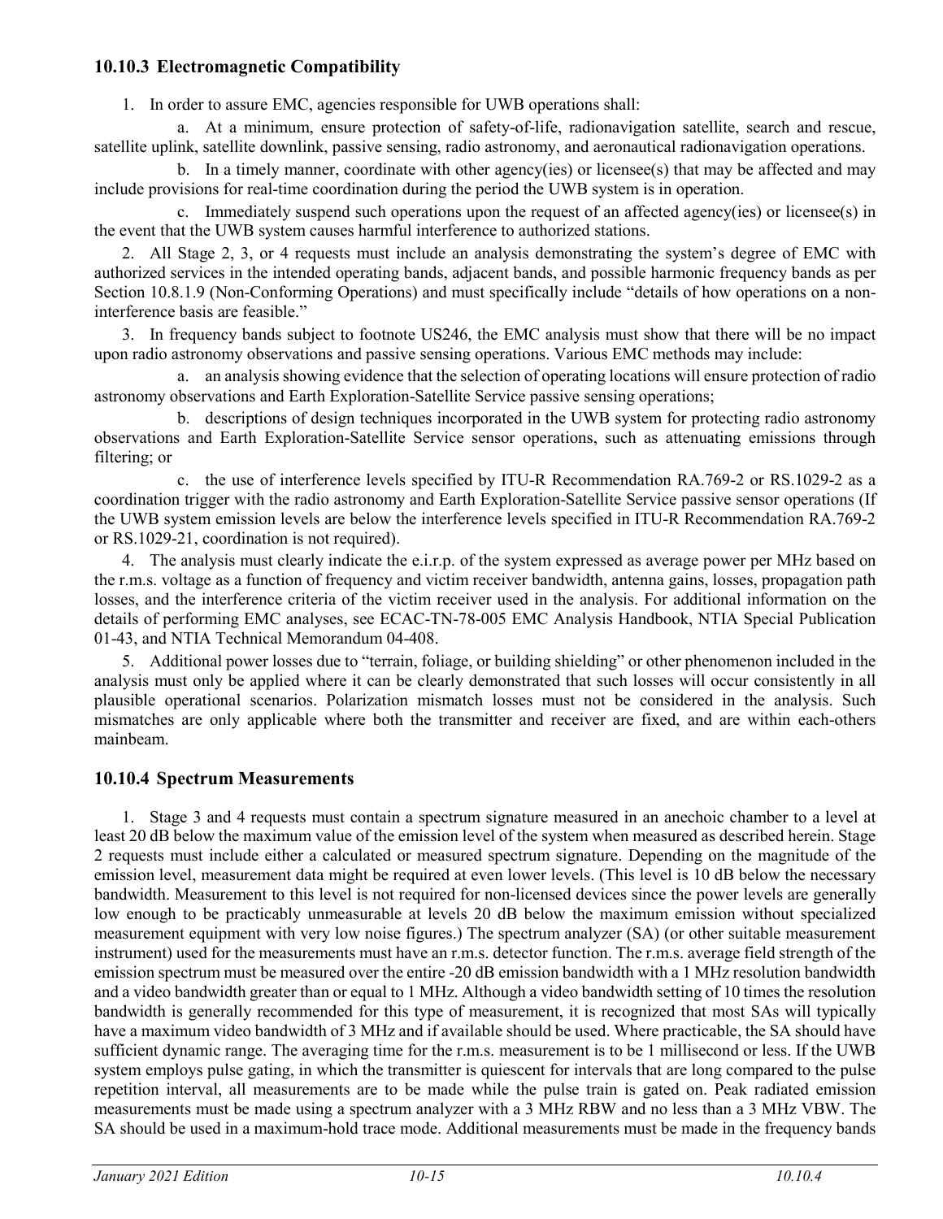### 10.10.3 Electromagnetic Compatibility

1. In order to assure EMC, agencies responsible for UWB operations shall:

    a. At a minimum, ensure protection of safety-of-life, radionavigation satellite, search and rescue, satellite uplink, satellite downlink, passive sensing, radio astronomy, and aeronautical radionavigation operations.

    b. In a timely manner, coordinate with other agency(ies) or licensee(s) that may be affected and may include provisions for real-time coordination during the period the UWB system is in operation.

    c. Immediately suspend such operations upon the request of an affected agency(ies) or licensee(s) in the event that the UWB system causes harmful interference to authorized stations.

2. All Stage 2, 3, or 4 requests must include an analysis demonstrating the system's degree of EMC with authorized services in the intended operating bands, adjacent bands, and possible harmonic frequency bands as per Section 10.8.1.9 (Non-Conforming Operations) and must specifically include "details of how operations on a non-interference basis are feasible."

3. In frequency bands subject to footnote US246, the EMC analysis must show that there will be no impact upon radio astronomy observations and passive sensing operations. Various EMC methods may include:

    a. an analysis showing evidence that the selection of operating locations will ensure protection of radio astronomy observations and Earth Exploration-Satellite Service passive sensing operations;

    b. descriptions of design techniques incorporated in the UWB system for protecting radio astronomy observations and Earth Exploration-Satellite Service sensor operations, such as attenuating emissions through filtering; or

    c. the use of interference levels specified by ITU-R Recommendation RA.769-2 or RS.1029-2 as a coordination trigger with the radio astronomy and Earth Exploration-Satellite Service passive sensor operations (If the UWB system emission levels are below the interference levels specified in ITU-R Recommendation RA.769-2 or RS.1029-21, coordination is not required).

4. The analysis must clearly indicate the e.i.r.p. of the system expressed as average power per MHz based on the r.m.s. voltage as a function of frequency and victim receiver bandwidth, antenna gains, losses, propagation path losses, and the interference criteria of the victim receiver used in the analysis. For additional information on the details of performing EMC analyses, see ECAC-TN-78-005 EMC Analysis Handbook, NTIA Special Publication 01-43, and NTIA Technical Memorandum 04-408.

5. Additional power losses due to "terrain, foliage, or building shielding" or other phenomenon included in the analysis must only be applied where it can be clearly demonstrated that such losses will occur consistently in all plausible operational scenarios. Polarization mismatch losses must not be considered in the analysis. Such mismatches are only applicable where both the transmitter and receiver are fixed, and are within each-others mainbeam.

### 10.10.4 Spectrum Measurements

1. Stage 3 and 4 requests must contain a spectrum signature measured in an anechoic chamber to a level at least 20 dB below the maximum value of the emission level of the system when measured as described herein. Stage 2 requests must include either a calculated or measured spectrum signature. Depending on the magnitude of the emission level, measurement data might be required at even lower levels. (This level is 10 dB below the necessary bandwidth. Measurement to this level is not required for non-licensed devices since the power levels are generally low enough to be practicably unmeasurable at levels 20 dB below the maximum emission without specialized measurement equipment with very low noise figures.) The spectrum analyzer (SA) (or other suitable measurement instrument) used for the measurements must have an r.m.s. detector function. The r.m.s. average field strength of the emission spectrum must be measured over the entire -20 dB emission bandwidth with a 1 MHz resolution bandwidth and a video bandwidth greater than or equal to 1 MHz. Although a video bandwidth setting of 10 times the resolution bandwidth is generally recommended for this type of measurement, it is recognized that most SAs will typically have a maximum video bandwidth of 3 MHz and if available should be used. Where practicable, the SA should have sufficient dynamic range. The averaging time for the r.m.s. measurement is to be 1 millisecond or less. If the UWB system employs pulse gating, in which the transmitter is quiescent for intervals that are long compared to the pulse repetition interval, all measurements are to be made while the pulse train is gated on. Peak radiated emission measurements must be made using a spectrum analyzer with a 3 MHz RBW and no less than a 3 MHz VBW. The SA should be used in a maximum-hold trace mode. Additional measurements must be made in the frequency bands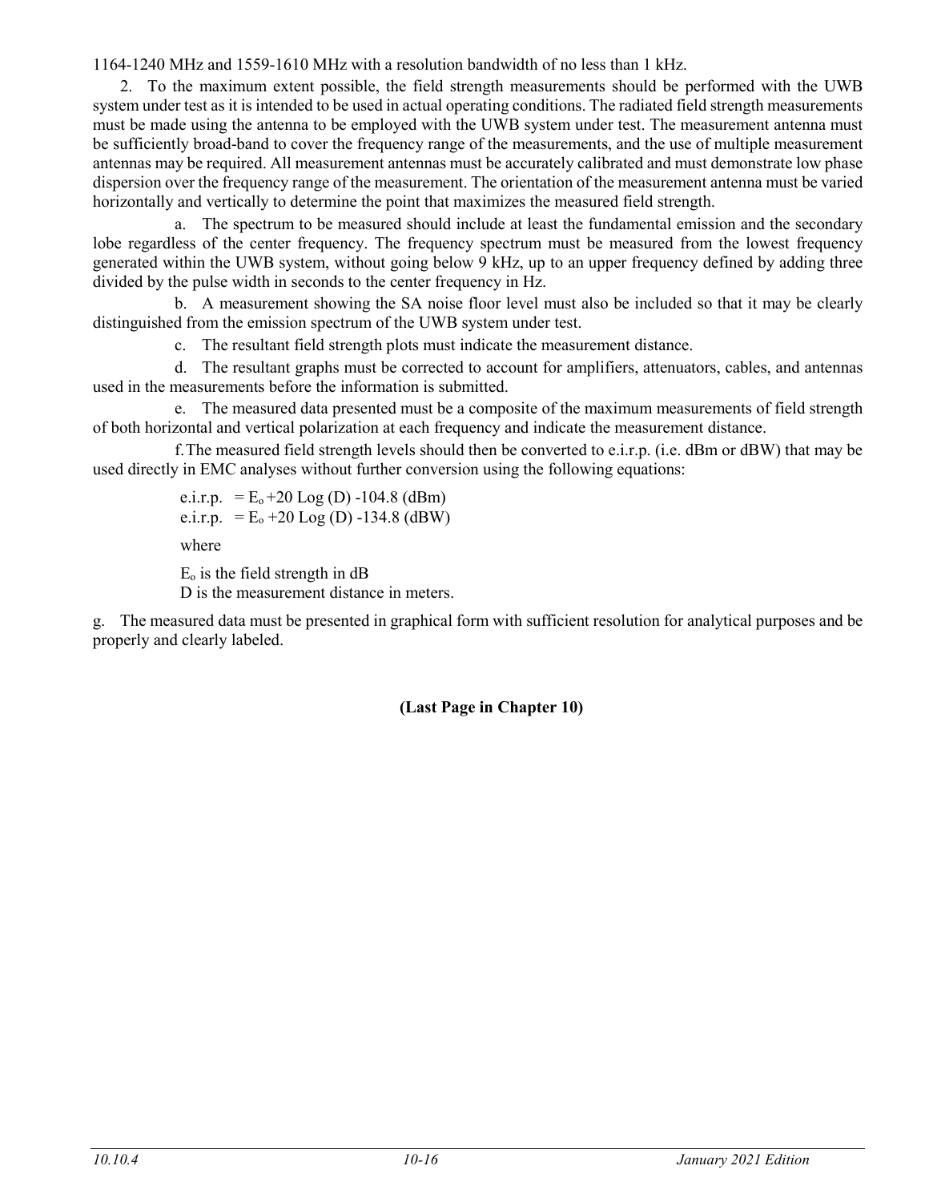1164-1240 MHz and 1559-1610 MHz with a resolution bandwidth of no less than 1 kHz.

2. To the maximum extent possible, the field strength measurements should be performed with the UWB system under test as it is intended to be used in actual operating conditions. The radiated field strength measurements must be made using the antenna to be employed with the UWB system under test. The measurement antenna must be sufficiently broad-band to cover the frequency range of the measurements, and the use of multiple measurement antennas may be required. All measurement antennas must be accurately calibrated and must demonstrate low phase dispersion over the frequency range of the measurement. The orientation of the measurement antenna must be varied horizontally and vertically to determine the point that maximizes the measured field strength.

a. The spectrum to be measured should include at least the fundamental emission and the secondary lobe regardless of the center frequency. The frequency spectrum must be measured from the lowest frequency generated within the UWB system, without going below 9 kHz, up to an upper frequency defined by adding three divided by the pulse width in seconds to the center frequency in Hz.

b. A measurement showing the SA noise floor level must also be included so that it may be clearly distinguished from the emission spectrum of the UWB system under test.

c. The resultant field strength plots must indicate the measurement distance.

d. The resultant graphs must be corrected to account for amplifiers, attenuators, cables, and antennas used in the measurements before the information is submitted.

e. The measured data presented must be a composite of the maximum measurements of field strength of both horizontal and vertical polarization at each frequency and indicate the measurement distance.

f. The measured field strength levels should then be converted to e.i.r.p. (i.e. dBm or dBW) that may be used directly in EMC analyses without further conversion using the following equations:

$$\text{e.i.r.p.} = E_o + 20 \text{ Log } (D) - 104.8 \text{ (dBm)}$$

$$\text{e.i.r.p.} = E_o + 20 \text{ Log } (D) - 134.8 \text{ (dBW)}$$

where

$E_o$ is the field strength in dB
D is the measurement distance in meters.

g. The measured data must be presented in graphical form with sufficient resolution for analytical purposes and be properly and clearly labeled.

**(Last Page in Chapter 10)**